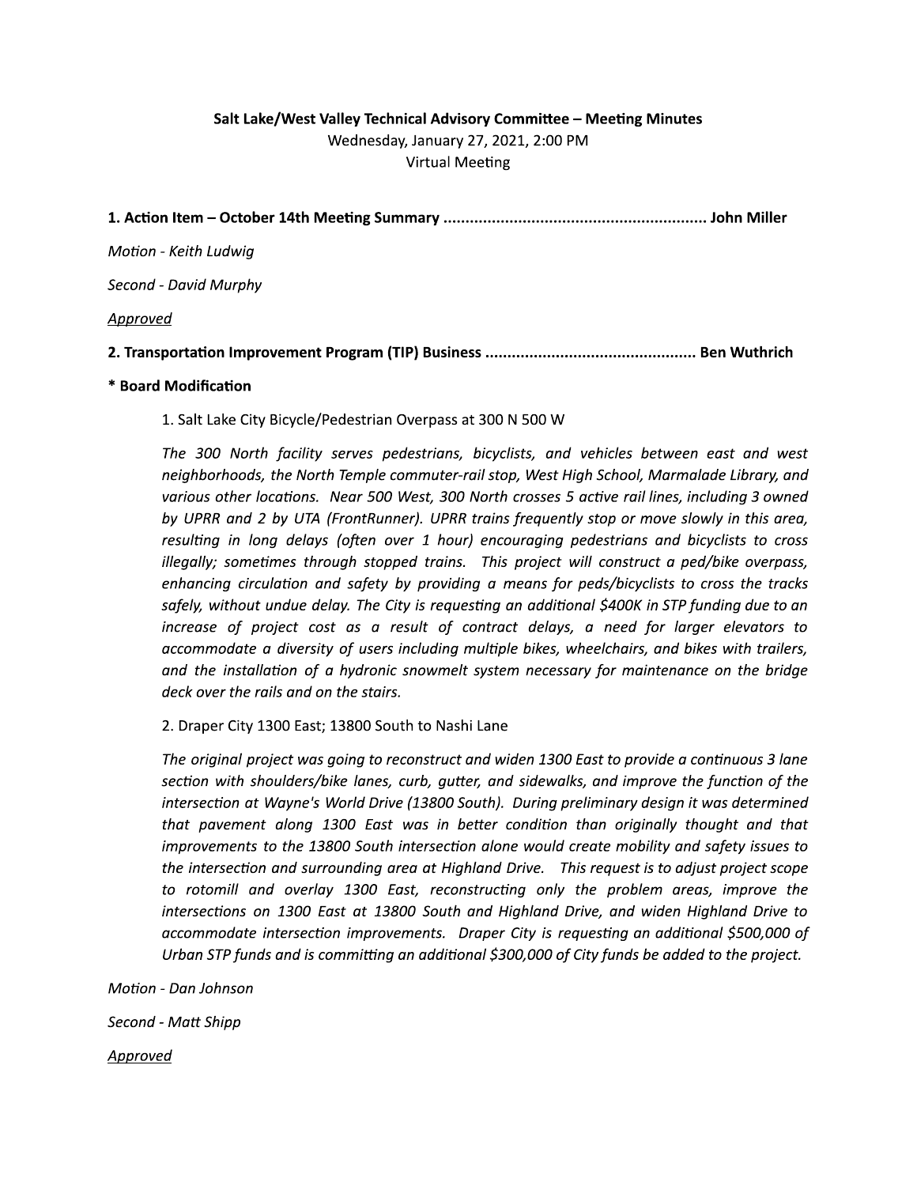**Salt Lake/West Valley Technical Advisory Committee – Meeting Minutes**

Wednesday, January 27, 2021, 2:00 PM

Virtual Meeting

**1. Action Item – October 14th Meeting Summary ............................................................ John Miller**

*Motion - Keith Ludwig*

*Second - David Murphy*

<u>*Approved*</u>

**2. Transportation Improvement Program (TIP) Business ................................................ Ben Wuthrich**

**\* Board Modification**

1. Salt Lake City Bicycle/Pedestrian Overpass at 300 N 500 W

*The 300 North facility serves pedestrians, bicyclists, and vehicles between east and west neighborhoods, the North Temple commuter-rail stop, West High School, Marmalade Library, and various other locations. Near 500 West, 300 North crosses 5 active rail lines, including 3 owned by UPRR and 2 by UTA (FrontRunner). UPRR trains frequently stop or move slowly in this area, resulting in long delays (often over 1 hour) encouraging pedestrians and bicyclists to cross illegally; sometimes through stopped trains. This project will construct a ped/bike overpass, enhancing circulation and safety by providing a means for peds/bicyclists to cross the tracks safely, without undue delay. The City is requesting an additional $400K in STP funding due to an increase of project cost as a result of contract delays, a need for larger elevators to accommodate a diversity of users including multiple bikes, wheelchairs, and bikes with trailers, and the installation of a hydronic snowmelt system necessary for maintenance on the bridge deck over the rails and on the stairs.*

2. Draper City 1300 East; 13800 South to Nashi Lane

*The original project was going to reconstruct and widen 1300 East to provide a continuous 3 lane section with shoulders/bike lanes, curb, gutter, and sidewalks, and improve the function of the intersection at Wayne's World Drive (13800 South). During preliminary design it was determined that pavement along 1300 East was in better condition than originally thought and that improvements to the 13800 South intersection alone would create mobility and safety issues to the intersection and surrounding area at Highland Drive. This request is to adjust project scope to rotomill and overlay 1300 East, reconstructing only the problem areas, improve the intersections on 1300 East at 13800 South and Highland Drive, and widen Highland Drive to accommodate intersection improvements. Draper City is requesting an additional $500,000 of Urban STP funds and is committing an additional $300,000 of City funds be added to the project.*

*Motion - Dan Johnson*

*Second - Matt Shipp*

<u>*Approved*</u>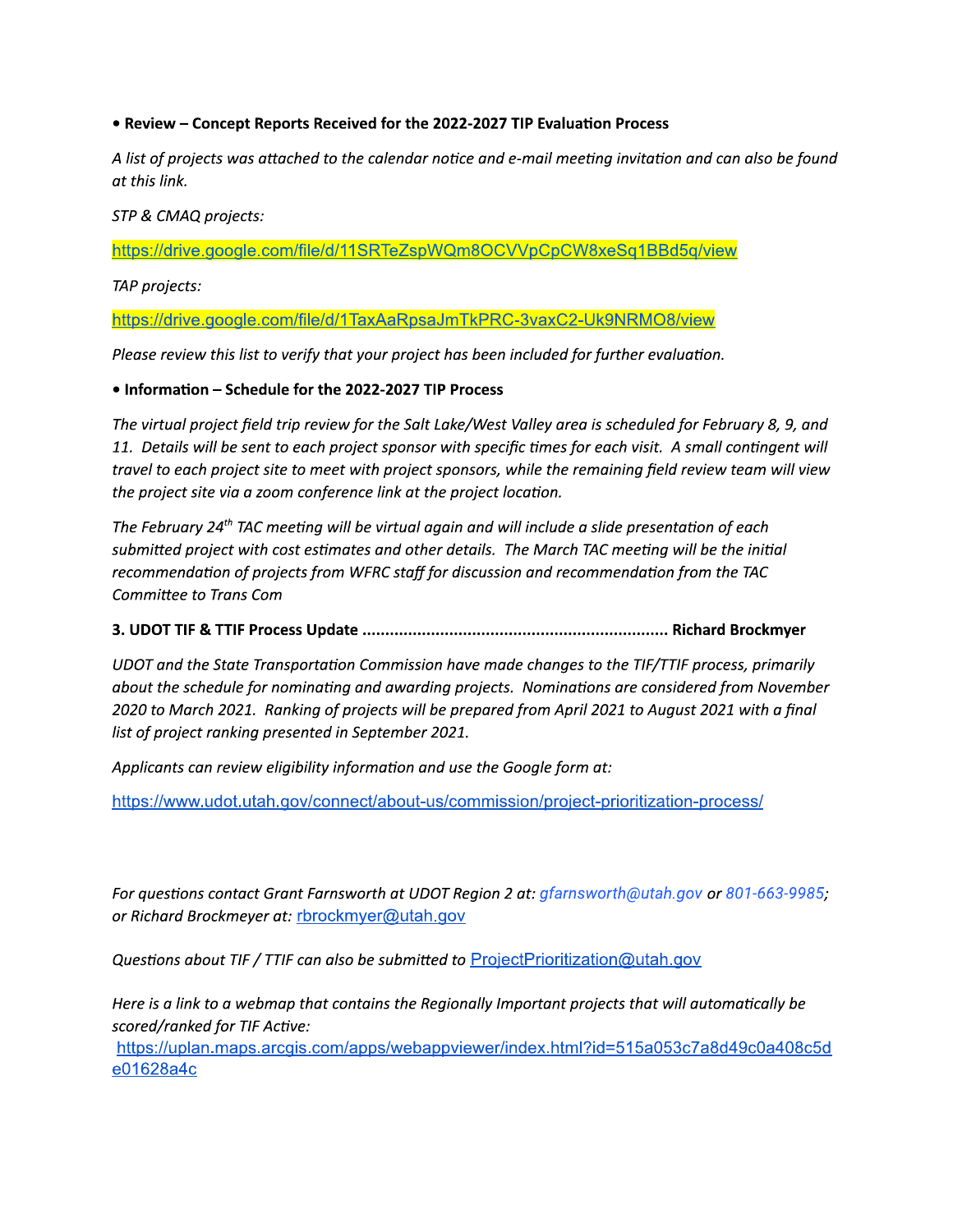**• Review – Concept Reports Received for the 2022-2027 TIP Evaluation Process**

*A list of projects was attached to the calendar notice and e-mail meeting invitation and can also be found at this link.*

*STP & CMAQ projects:*

https://drive.google.com/file/d/11SRTeZspWQm8OCVVpCpCW8xeSq1BBd5q/view

*TAP projects:*

https://drive.google.com/file/d/1TaxAaRpsaJmTkPRC-3vaxC2-Uk9NRMO8/view

*Please review this list to verify that your project has been included for further evaluation.*

**• Information – Schedule for the 2022-2027 TIP Process**

*The virtual project field trip review for the Salt Lake/West Valley area is scheduled for February 8, 9, and 11. Details will be sent to each project sponsor with specific times for each visit. A small contingent will travel to each project site to meet with project sponsors, while the remaining field review team will view the project site via a zoom conference link at the project location.*

*The February 24th TAC meeting will be virtual again and will include a slide presentation of each submitted project with cost estimates and other details. The March TAC meeting will be the initial recommendation of projects from WFRC staff for discussion and recommendation from the TAC Committee to Trans Com*

**3. UDOT TIF & TTIF Process Update .................................................................. Richard Brockmyer**

*UDOT and the State Transportation Commission have made changes to the TIF/TTIF process, primarily about the schedule for nominating and awarding projects. Nominations are considered from November 2020 to March 2021. Ranking of projects will be prepared from April 2021 to August 2021 with a final list of project ranking presented in September 2021.*

*Applicants can review eligibility information and use the Google form at:*

https://www.udot.utah.gov/connect/about-us/commission/project-prioritization-process/

*For questions contact Grant Farnsworth at UDOT Region 2 at: gfarnsworth@utah.gov or 801-663-9985; or Richard Brockmeyer at:* rbrockmyer@utah.gov

*Questions about TIF / TTIF can also be submitted to* ProjectPrioritization@utah.gov

*Here is a link to a webmap that contains the Regionally Important projects that will automatically be scored/ranked for TIF Active:*
https://uplan.maps.arcgis.com/apps/webappviewer/index.html?id=515a053c7a8d49c0a408c5de01628a4c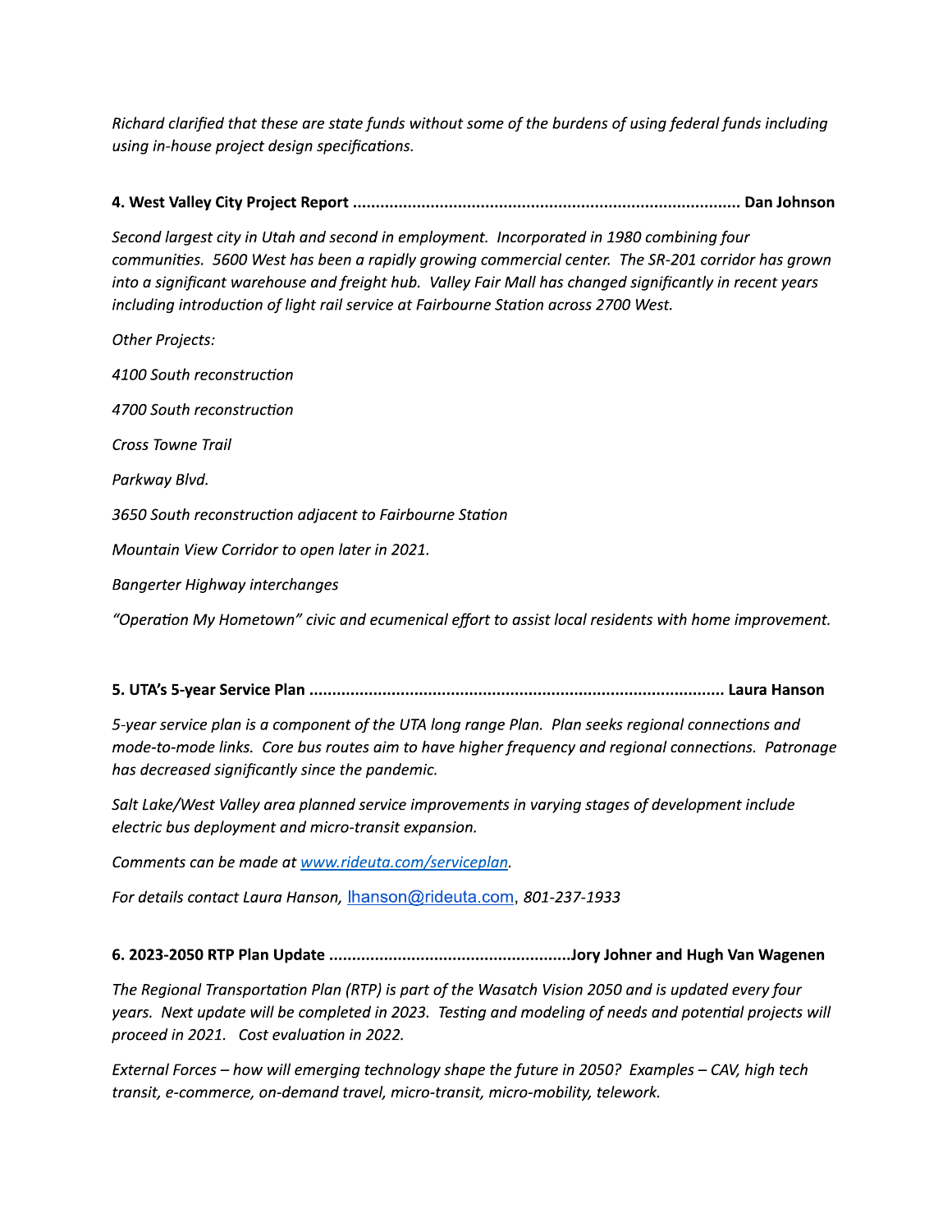*Richard clarified that these are state funds without some of the burdens of using federal funds including using in-house project design specifications.*

**4. West Valley City Project Report ..................................................................................... Dan Johnson**

*Second largest city in Utah and second in employment. Incorporated in 1980 combining four communities. 5600 West has been a rapidly growing commercial center. The SR-201 corridor has grown into a significant warehouse and freight hub. Valley Fair Mall has changed significantly in recent years including introduction of light rail service at Fairbourne Station across 2700 West.*

*Other Projects:*

*4100 South reconstruction*

*4700 South reconstruction*

*Cross Towne Trail*

*Parkway Blvd.*

*3650 South reconstruction adjacent to Fairbourne Station*

*Mountain View Corridor to open later in 2021.*

*Bangerter Highway interchanges*

*"Operation My Hometown" civic and ecumenical effort to assist local residents with home improvement.*

**5. UTA's 5-year Service Plan ......................................................................................... Laura Hanson**

*5-year service plan is a component of the UTA long range Plan. Plan seeks regional connections and mode-to-mode links. Core bus routes aim to have higher frequency and regional connections. Patronage has decreased significantly since the pandemic.*

*Salt Lake/West Valley area planned service improvements in varying stages of development include electric bus deployment and micro-transit expansion.*

*Comments can be made at [www.rideuta.com/serviceplan](http://www.rideuta.com/serviceplan).*

*For details contact Laura Hanson,* lhanson@rideuta.com, *801-237-1933*

**6. 2023-2050 RTP Plan Update ....................................................Jory Johner and Hugh Van Wagenen**

*The Regional Transportation Plan (RTP) is part of the Wasatch Vision 2050 and is updated every four years. Next update will be completed in 2023. Testing and modeling of needs and potential projects will proceed in 2021. Cost evaluation in 2022.*

*External Forces – how will emerging technology shape the future in 2050? Examples – CAV, high tech transit, e-commerce, on-demand travel, micro-transit, micro-mobility, telework.*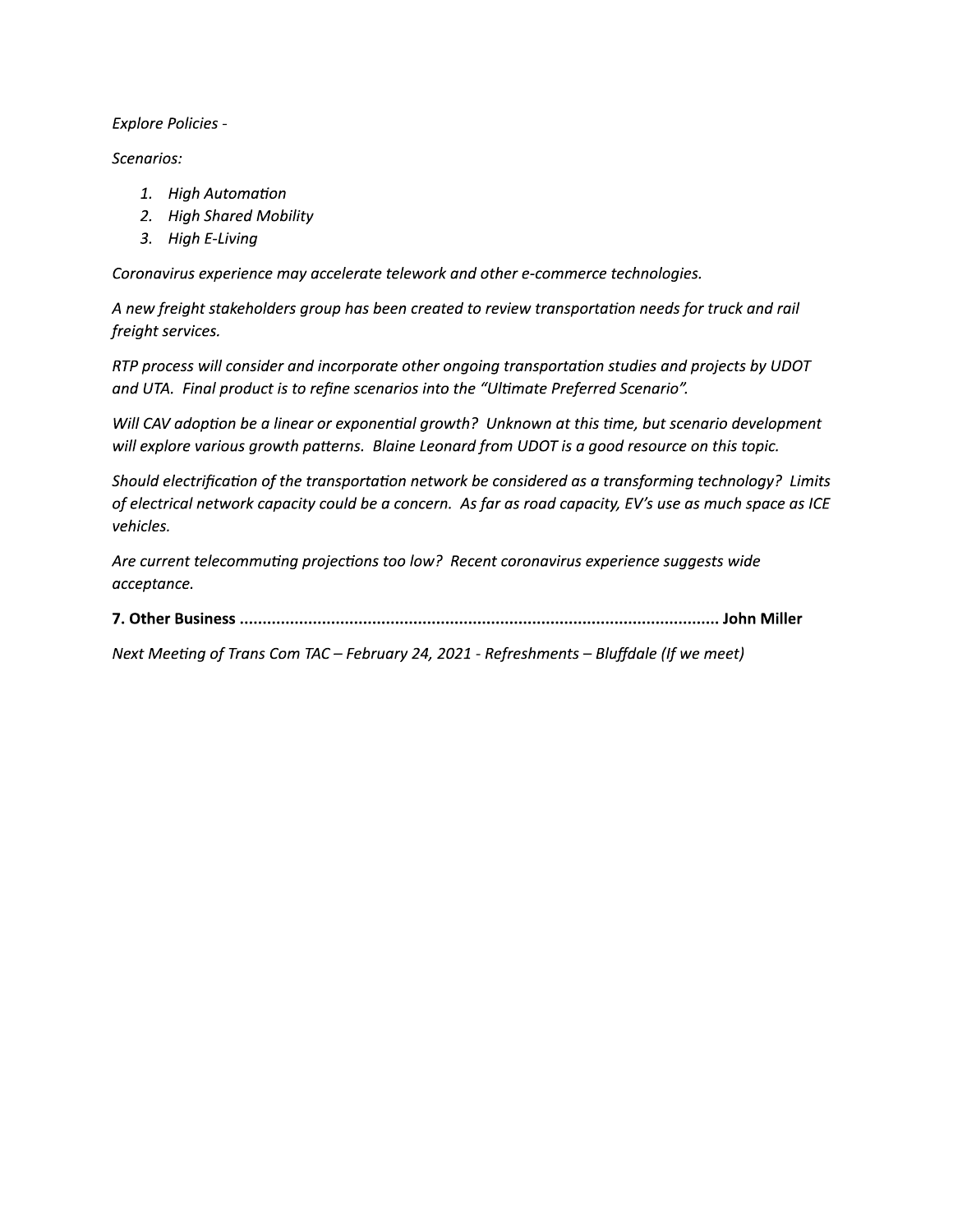*Explore Policies -*

*Scenarios:*

1. *High Automation*
2. *High Shared Mobility*
3. *High E-Living*

*Coronavirus experience may accelerate telework and other e-commerce technologies.*

*A new freight stakeholders group has been created to review transportation needs for truck and rail freight services.*

*RTP process will consider and incorporate other ongoing transportation studies and projects by UDOT and UTA. Final product is to refine scenarios into the "Ultimate Preferred Scenario".*

*Will CAV adoption be a linear or exponential growth? Unknown at this time, but scenario development will explore various growth patterns. Blaine Leonard from UDOT is a good resource on this topic.*

*Should electrification of the transportation network be considered as a transforming technology? Limits of electrical network capacity could be a concern. As far as road capacity, EV's use as much space as ICE vehicles.*

*Are current telecommuting projections too low? Recent coronavirus experience suggests wide acceptance.*

**7. Other Business ........................................................................................................ John Miller**

*Next Meeting of Trans Com TAC – February 24, 2021 - Refreshments – Bluffdale (If we meet)*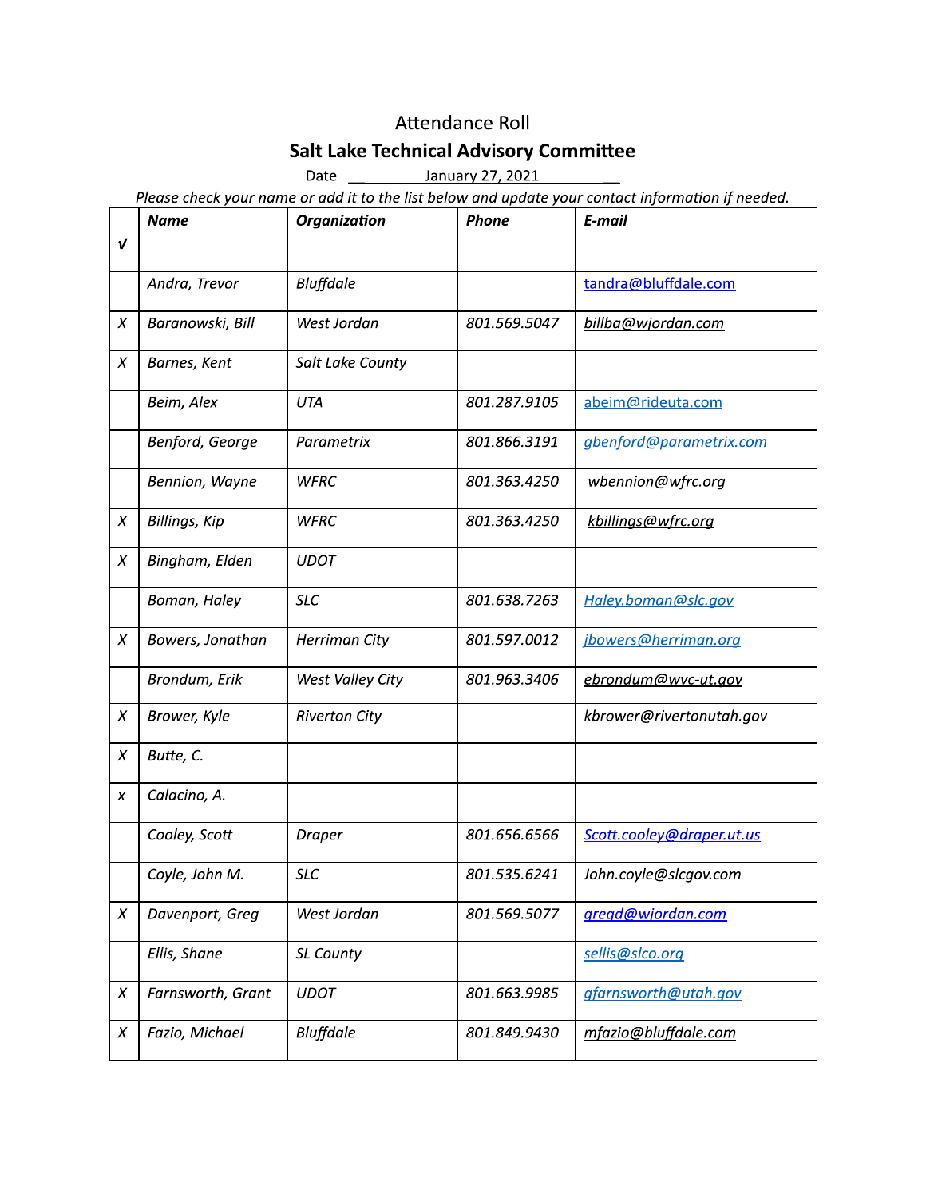Attendance Roll

**Salt Lake Technical Advisory Committee**

Date \_\_ January 27, 2021 \_\_

*Please check your name or add it to the list below and update your contact information if needed.*

| √ | *Name* | *Organization* | *Phone* | *E-mail* |
|---|---|---|---|---|
| | *Andra, Trevor* | *Bluffdale* | | tandra@bluffdale.com |
| *X* | *Baranowski, Bill* | *West Jordan* | *801.569.5047* | *billba@wjordan.com* |
| *X* | *Barnes, Kent* | *Salt Lake County* | | |
| | *Beim, Alex* | *UTA* | *801.287.9105* | abeim@rideuta.com |
| | *Benford, George* | *Parametrix* | *801.866.3191* | *gbenford@parametrix.com* |
| | *Bennion, Wayne* | *WFRC* | *801.363.4250* | *wbennion@wfrc.org* |
| *X* | *Billings, Kip* | *WFRC* | *801.363.4250* | *kbillings@wfrc.org* |
| *X* | *Bingham, Elden* | *UDOT* | | |
| | *Boman, Haley* | *SLC* | *801.638.7263* | *Haley.boman@slc.gov* |
| *X* | *Bowers, Jonathan* | *Herriman City* | *801.597.0012* | *jbowers@herriman.org* |
| | *Brondum, Erik* | *West Valley City* | *801.963.3406* | *ebrondum@wvc-ut.gov* |
| *X* | *Brower, Kyle* | *Riverton City* | | *kbrower@rivertonutah.gov* |
| *X* | *Butte, C.* | | | |
| *x* | *Calacino, A.* | | | |
| | *Cooley, Scott* | *Draper* | *801.656.6566* | *Scott.cooley@draper.ut.us* |
| | *Coyle, John M.* | *SLC* | *801.535.6241* | *John.coyle@slcgov.com* |
| *X* | *Davenport, Greg* | *West Jordan* | *801.569.5077* | *gregd@wjordan.com* |
| | *Ellis, Shane* | *SL County* | | *sellis@slco.org* |
| *X* | *Farnsworth, Grant* | *UDOT* | *801.663.9985* | *gfarnsworth@utah.gov* |
| *X* | *Fazio, Michael* | *Bluffdale* | *801.849.9430* | *mfazio@bluffdale.com* |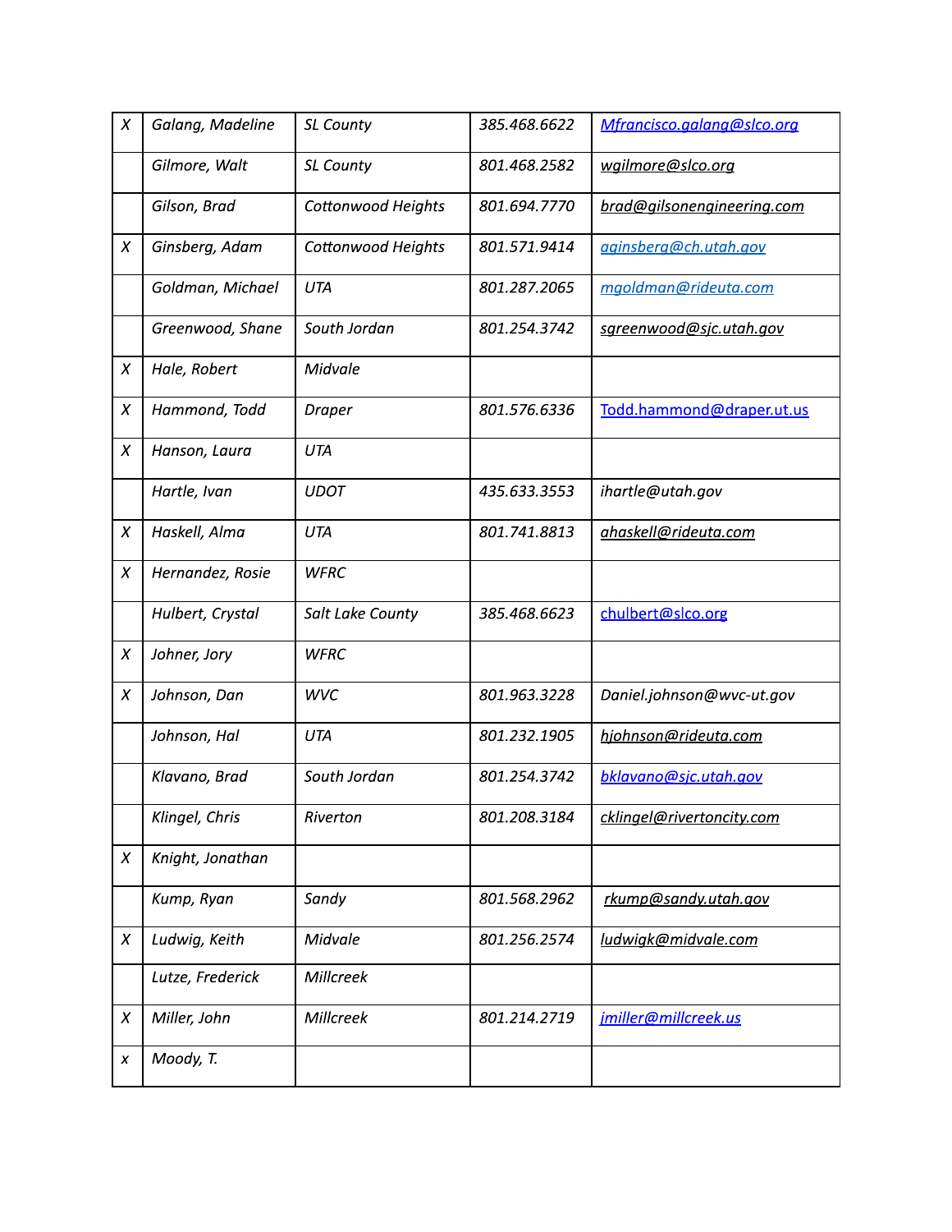| X | Galang, Madeline | SL County | 385.468.6622 | Mfrancisco.galang@slco.org |
|---|---|---|---|---|
| | Gilmore, Walt | SL County | 801.468.2582 | wgilmore@slco.org |
| | Gilson, Brad | Cottonwood Heights | 801.694.7770 | brad@gilsonengineering.com |
| X | Ginsberg, Adam | Cottonwood Heights | 801.571.9414 | aginsberg@ch.utah.gov |
| | Goldman, Michael | UTA | 801.287.2065 | mgoldman@rideuta.com |
| | Greenwood, Shane | South Jordan | 801.254.3742 | sgreenwood@sjc.utah.gov |
| X | Hale, Robert | Midvale | | |
| X | Hammond, Todd | Draper | 801.576.6336 | Todd.hammond@draper.ut.us |
| X | Hanson, Laura | UTA | | |
| | Hartle, Ivan | UDOT | 435.633.3553 | ihartle@utah.gov |
| X | Haskell, Alma | UTA | 801.741.8813 | ahaskell@rideuta.com |
| X | Hernandez, Rosie | WFRC | | |
| | Hulbert, Crystal | Salt Lake County | 385.468.6623 | chulbert@slco.org |
| X | Johner, Jory | WFRC | | |
| X | Johnson, Dan | WVC | 801.963.3228 | Daniel.johnson@wvc-ut.gov |
| | Johnson, Hal | UTA | 801.232.1905 | hjohnson@rideuta.com |
| | Klavano, Brad | South Jordan | 801.254.3742 | bklavano@sjc.utah.gov |
| | Klingel, Chris | Riverton | 801.208.3184 | cklingel@rivertoncity.com |
| X | Knight, Jonathan | | | |
| | Kump, Ryan | Sandy | 801.568.2962 | rkump@sandy.utah.gov |
| X | Ludwig, Keith | Midvale | 801.256.2574 | ludwigk@midvale.com |
| | Lutze, Frederick | Millcreek | | |
| X | Miller, John | Millcreek | 801.214.2719 | jmiller@millcreek.us |
| x | Moody, T. | | | |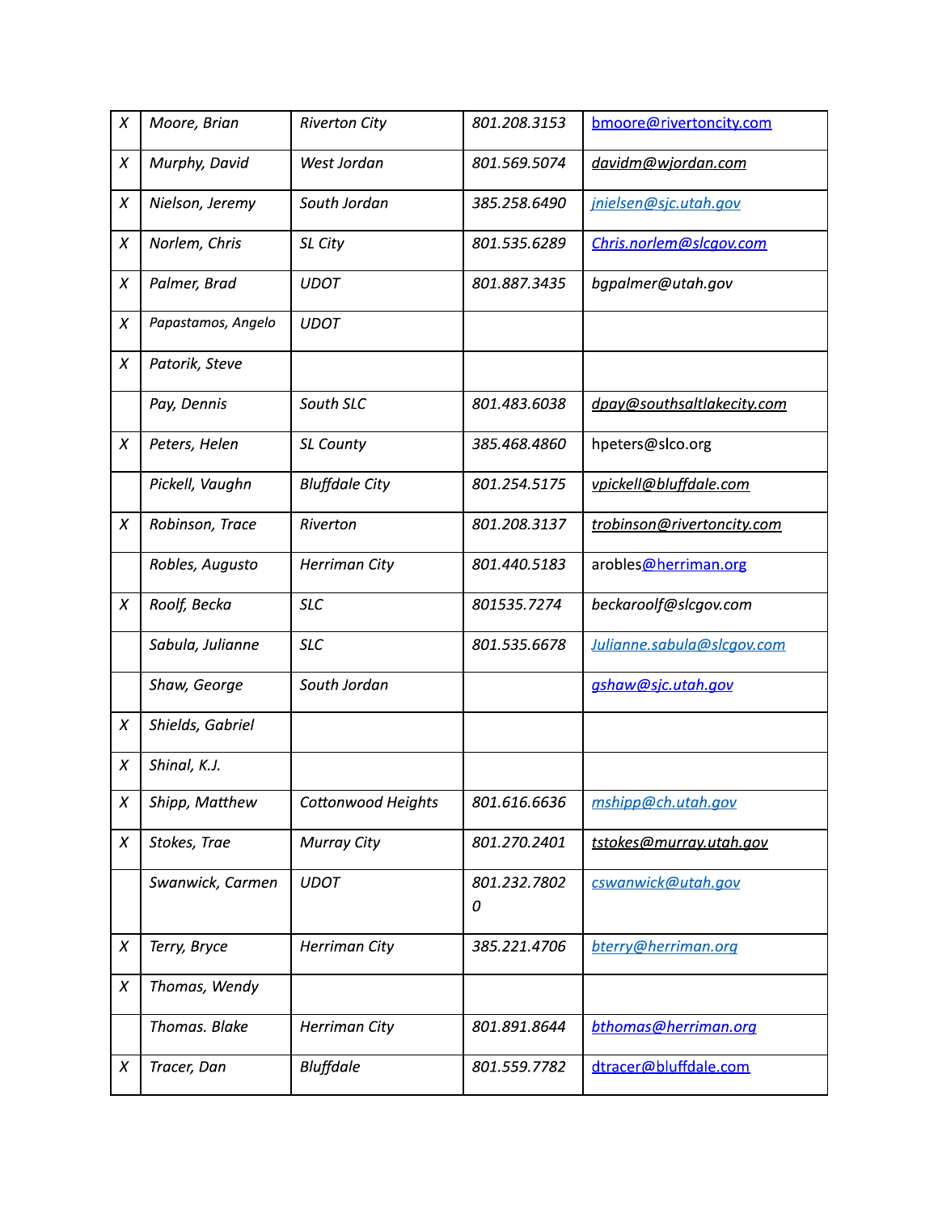| | | | | |
|---|---|---|---|---|
| X | Moore, Brian | Riverton City | 801.208.3153 | bmoore@rivertoncity.com |
| X | Murphy, David | West Jordan | 801.569.5074 | davidm@wjordan.com |
| X | Nielson, Jeremy | South Jordan | 385.258.6490 | jnielsen@sjc.utah.gov |
| X | Norlem, Chris | SL City | 801.535.6289 | Chris.norlem@slcgov.com |
| X | Palmer, Brad | UDOT | 801.887.3435 | bgpalmer@utah.gov |
| X | Papastamos, Angelo | UDOT | | |
| X | Patorik, Steve | | | |
| | Pay, Dennis | South SLC | 801.483.6038 | dpay@southsaltlakecity.com |
| X | Peters, Helen | SL County | 385.468.4860 | hpeters@slco.org |
| | Pickell, Vaughn | Bluffdale City | 801.254.5175 | vpickell@bluffdale.com |
| X | Robinson, Trace | Riverton | 801.208.3137 | trobinson@rivertoncity.com |
| | Robles, Augusto | Herriman City | 801.440.5183 | arobles@herriman.org |
| X | Roolf, Becka | SLC | 801535.7274 | beckaroolf@slcgov.com |
| | Sabula, Julianne | SLC | 801.535.6678 | Julianne.sabula@slcgov.com |
| | Shaw, George | South Jordan | | gshaw@sjc.utah.gov |
| X | Shields, Gabriel | | | |
| X | Shinal, K.J. | | | |
| X | Shipp, Matthew | Cottonwood Heights | 801.616.6636 | mshipp@ch.utah.gov |
| X | Stokes, Trae | Murray City | 801.270.2401 | tstokes@murray.utah.gov |
| | Swanwick, Carmen | UDOT | 801.232.7802 0 | cswanwick@utah.gov |
| X | Terry, Bryce | Herriman City | 385.221.4706 | bterry@herriman.org |
| X | Thomas, Wendy | | | |
| | Thomas. Blake | Herriman City | 801.891.8644 | bthomas@herriman.org |
| X | Tracer, Dan | Bluffdale | 801.559.7782 | dtracer@bluffdale.com |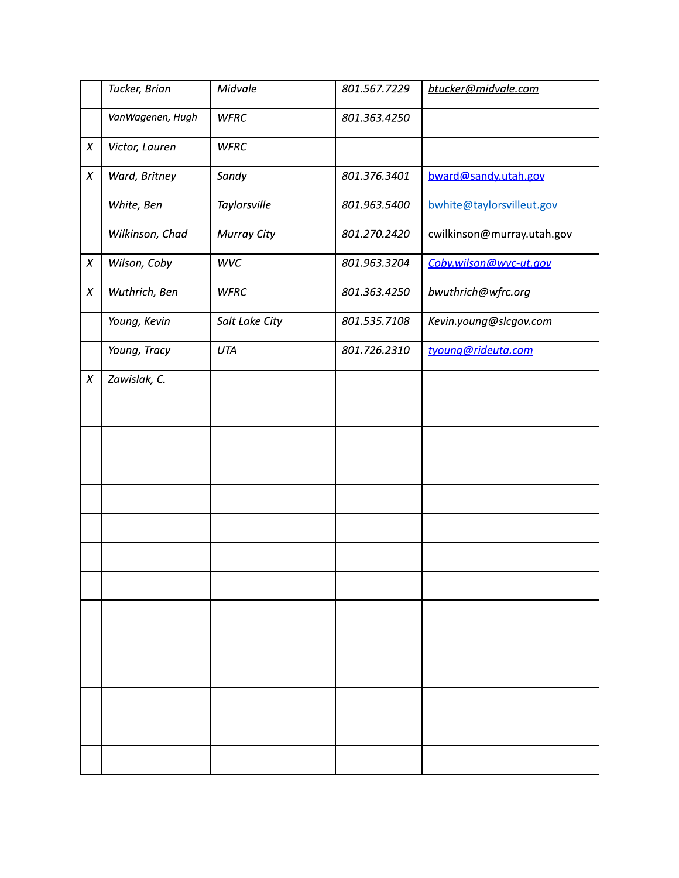| | | | | |
|---|---|---|---|---|
| | Tucker, Brian | Midvale | 801.567.7229 | btucker@midvale.com |
| | VanWagenen, Hugh | WFRC | 801.363.4250 | |
| X | Victor, Lauren | WFRC | | |
| X | Ward, Britney | Sandy | 801.376.3401 | bward@sandy.utah.gov |
| | White, Ben | Taylorsville | 801.963.5400 | bwhite@taylorsvilleut.gov |
| | Wilkinson, Chad | Murray City | 801.270.2420 | cwilkinson@murray.utah.gov |
| X | Wilson, Coby | WVC | 801.963.3204 | Coby.wilson@wvc-ut.gov |
| X | Wuthrich, Ben | WFRC | 801.363.4250 | bwuthrich@wfrc.org |
| | Young, Kevin | Salt Lake City | 801.535.7108 | Kevin.young@slcgov.com |
| | Young, Tracy | UTA | 801.726.2310 | tyoung@rideuta.com |
| X | Zawislak, C. | | | |
| | | | | |
| | | | | |
| | | | | |
| | | | | |
| | | | | |
| | | | | |
| | | | | |
| | | | | |
| | | | | |
| | | | | |
| | | | | |
| | | | | |
| | | | | |